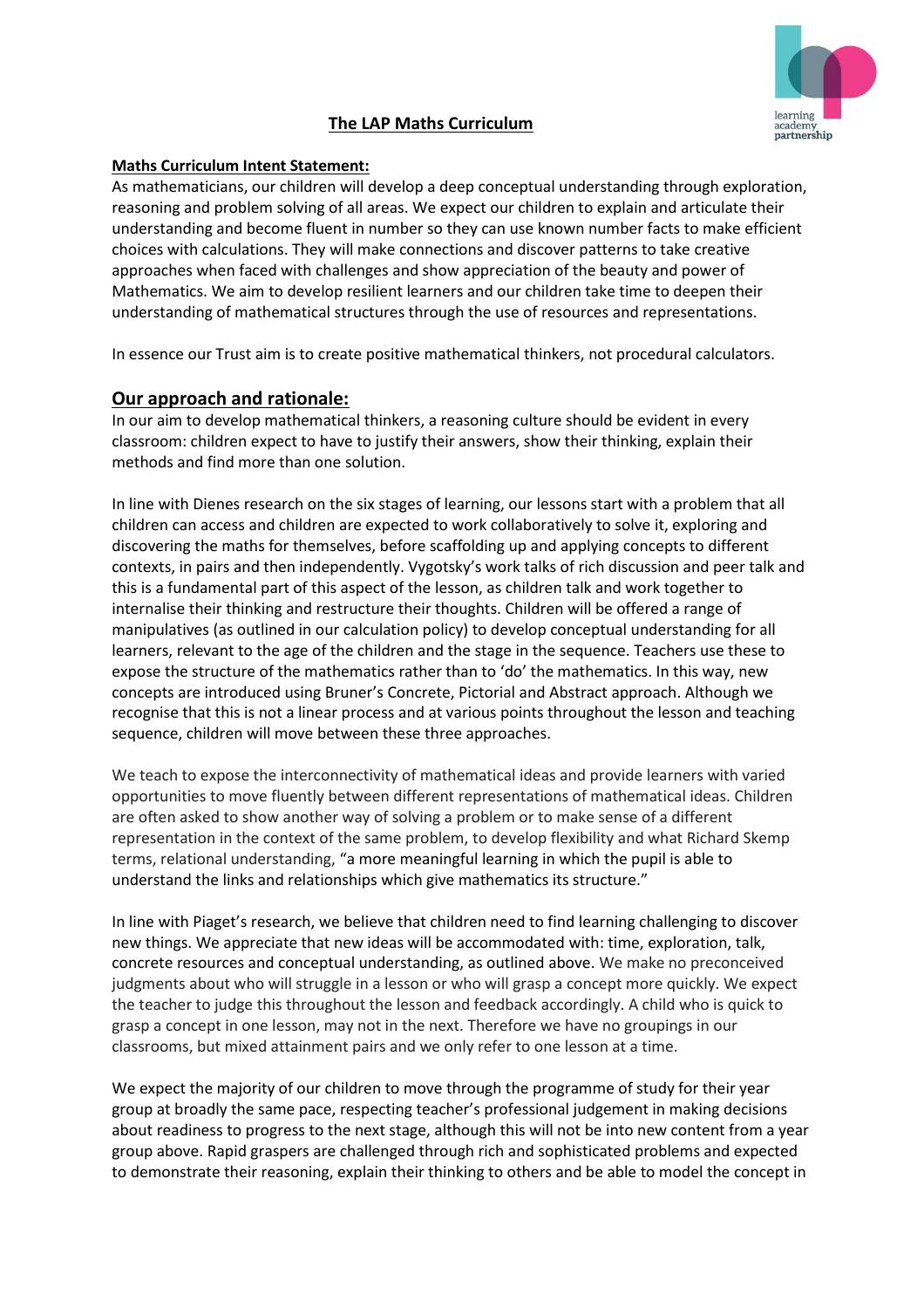# The LAP Maths Curriculum

**Maths Curriculum Intent Statement:**

As mathematicians, our children will develop a deep conceptual understanding through exploration, reasoning and problem solving of all areas. We expect our children to explain and articulate their understanding and become fluent in number so they can use known number facts to make efficient choices with calculations. They will make connections and discover patterns to take creative approaches when faced with challenges and show appreciation of the beauty and power of Mathematics. We aim to develop resilient learners and our children take time to deepen their understanding of mathematical structures through the use of resources and representations.

In essence our Trust aim is to create positive mathematical thinkers, not procedural calculators.

## Our approach and rationale:

In our aim to develop mathematical thinkers, a reasoning culture should be evident in every classroom: children expect to have to justify their answers, show their thinking, explain their methods and find more than one solution.

In line with Dienes research on the six stages of learning, our lessons start with a problem that all children can access and children are expected to work collaboratively to solve it, exploring and discovering the maths for themselves, before scaffolding up and applying concepts to different contexts, in pairs and then independently. Vygotsky's work talks of rich discussion and peer talk and this is a fundamental part of this aspect of the lesson, as children talk and work together to internalise their thinking and restructure their thoughts. Children will be offered a range of manipulatives (as outlined in our calculation policy) to develop conceptual understanding for all learners, relevant to the age of the children and the stage in the sequence. Teachers use these to expose the structure of the mathematics rather than to 'do' the mathematics. In this way, new concepts are introduced using Bruner's Concrete, Pictorial and Abstract approach. Although we recognise that this is not a linear process and at various points throughout the lesson and teaching sequence, children will move between these three approaches.

We teach to expose the interconnectivity of mathematical ideas and provide learners with varied opportunities to move fluently between different representations of mathematical ideas. Children are often asked to show another way of solving a problem or to make sense of a different representation in the context of the same problem, to develop flexibility and what Richard Skemp terms, relational understanding, "a more meaningful learning in which the pupil is able to understand the links and relationships which give mathematics its structure."

In line with Piaget's research, we believe that children need to find learning challenging to discover new things. We appreciate that new ideas will be accommodated with: time, exploration, talk, concrete resources and conceptual understanding, as outlined above. We make no preconceived judgments about who will struggle in a lesson or who will grasp a concept more quickly. We expect the teacher to judge this throughout the lesson and feedback accordingly. A child who is quick to grasp a concept in one lesson, may not in the next. Therefore we have no groupings in our classrooms, but mixed attainment pairs and we only refer to one lesson at a time.

We expect the majority of our children to move through the programme of study for their year group at broadly the same pace, respecting teacher's professional judgement in making decisions about readiness to progress to the next stage, although this will not be into new content from a year group above. Rapid graspers are challenged through rich and sophisticated problems and expected to demonstrate their reasoning, explain their thinking to others and be able to model the concept in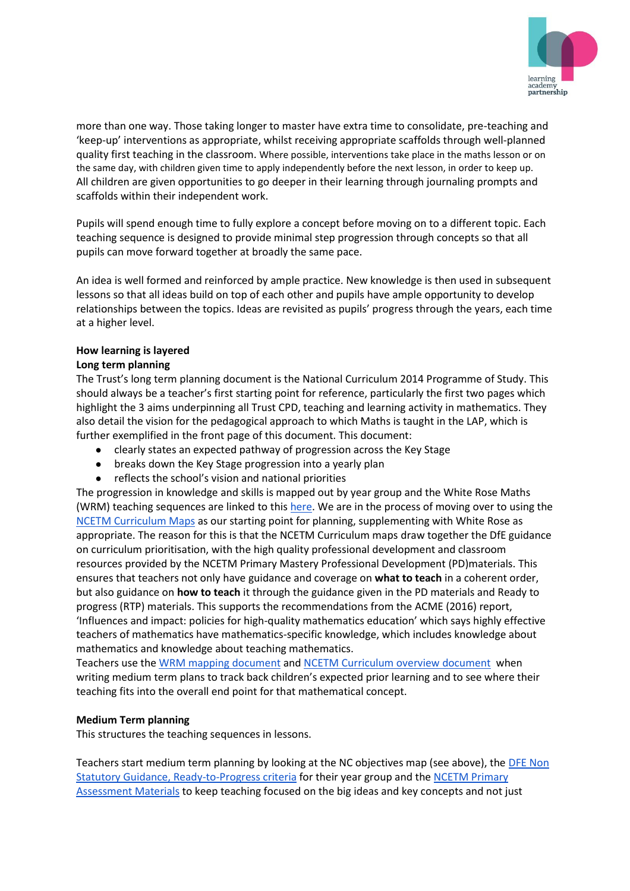more than one way. Those taking longer to master have extra time to consolidate, pre-teaching and 'keep-up' interventions as appropriate, whilst receiving appropriate scaffolds through well-planned quality first teaching in the classroom. Where possible, interventions take place in the maths lesson or on the same day, with children given time to apply independently before the next lesson, in order to keep up. All children are given opportunities to go deeper in their learning through journaling prompts and scaffolds within their independent work.

Pupils will spend enough time to fully explore a concept before moving on to a different topic. Each teaching sequence is designed to provide minimal step progression through concepts so that all pupils can move forward together at broadly the same pace.

An idea is well formed and reinforced by ample practice. New knowledge is then used in subsequent lessons so that all ideas build on top of each other and pupils have ample opportunity to develop relationships between the topics. Ideas are revisited as pupils' progress through the years, each time at a higher level.

**How learning is layered**

**Long term planning**

The Trust's long term planning document is the National Curriculum 2014 Programme of Study. This should always be a teacher's first starting point for reference, particularly the first two pages which highlight the 3 aims underpinning all Trust CPD, teaching and learning activity in mathematics. They also detail the vision for the pedagogical approach to which Maths is taught in the LAP, which is further exemplified in the front page of this document. This document:

- clearly states an expected pathway of progression across the Key Stage
- breaks down the Key Stage progression into a yearly plan
- reflects the school's vision and national priorities

The progression in knowledge and skills is mapped out by year group and the White Rose Maths (WRM) teaching sequences are linked to this here. We are in the process of moving over to using the NCETM Curriculum Maps as our starting point for planning, supplementing with White Rose as appropriate. The reason for this is that the NCETM Curriculum maps draw together the DfE guidance on curriculum prioritisation, with the high quality professional development and classroom resources provided by the NCETM Primary Mastery Professional Development (PD)materials. This ensures that teachers not only have guidance and coverage on **what to teach** in a coherent order, but also guidance on **how to teach** it through the guidance given in the PD materials and Ready to progress (RTP) materials. This supports the recommendations from the ACME (2016) report, 'Influences and impact: policies for high-quality mathematics education' which says highly effective teachers of mathematics have mathematics-specific knowledge, which includes knowledge about mathematics and knowledge about teaching mathematics.

Teachers use the WRM mapping document and NCETM Curriculum overview document when writing medium term plans to track back children's expected prior learning and to see where their teaching fits into the overall end point for that mathematical concept.

**Medium Term planning**

This structures the teaching sequences in lessons.

Teachers start medium term planning by looking at the NC objectives map (see above), the DFE Non Statutory Guidance, Ready-to-Progress criteria for their year group and the NCETM Primary Assessment Materials to keep teaching focused on the big ideas and key concepts and not just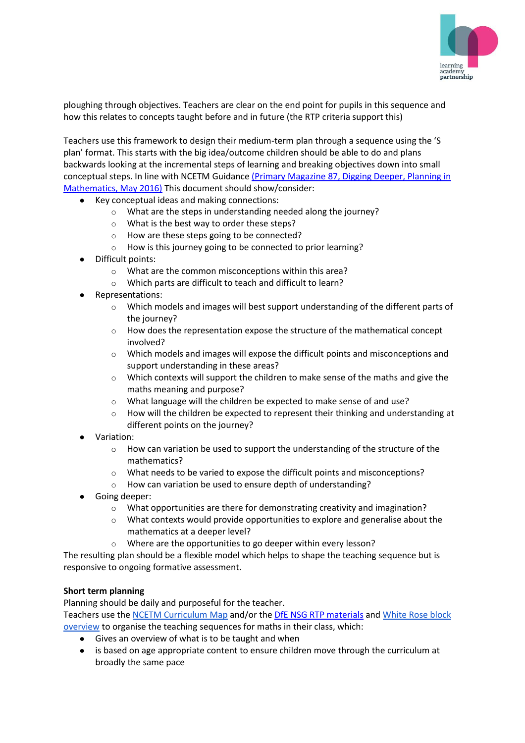ploughing through objectives. Teachers are clear on the end point for pupils in this sequence and how this relates to concepts taught before and in future (the RTP criteria support this)

Teachers use this framework to design their medium-term plan through a sequence using the 'S plan' format. This starts with the big idea/outcome children should be able to do and plans backwards looking at the incremental steps of learning and breaking objectives down into small conceptual steps. In line with NCETM Guidance (Primary Magazine 87, Digging Deeper, Planning in Mathematics, May 2016) This document should show/consider:

- Key conceptual ideas and making connections:
  - What are the steps in understanding needed along the journey?
  - What is the best way to order these steps?
  - How are these steps going to be connected?
  - How is this journey going to be connected to prior learning?
- Difficult points:
  - What are the common misconceptions within this area?
  - Which parts are difficult to teach and difficult to learn?
- Representations:
  - Which models and images will best support understanding of the different parts of the journey?
  - How does the representation expose the structure of the mathematical concept involved?
  - Which models and images will expose the difficult points and misconceptions and support understanding in these areas?
  - Which contexts will support the children to make sense of the maths and give the maths meaning and purpose?
  - What language will the children be expected to make sense of and use?
  - How will the children be expected to represent their thinking and understanding at different points on the journey?
- Variation:
  - How can variation be used to support the understanding of the structure of the mathematics?
  - What needs to be varied to expose the difficult points and misconceptions?
  - How can variation be used to ensure depth of understanding?
- Going deeper:
  - What opportunities are there for demonstrating creativity and imagination?
  - What contexts would provide opportunities to explore and generalise about the mathematics at a deeper level?
  - Where are the opportunities to go deeper within every lesson?

The resulting plan should be a flexible model which helps to shape the teaching sequence but is responsive to ongoing formative assessment.

**Short term planning**

Planning should be daily and purposeful for the teacher.

Teachers use the NCETM Curriculum Map and/or the DfE NSG RTP materials and White Rose block overview to organise the teaching sequences for maths in their class, which:

- Gives an overview of what is to be taught and when
- is based on age appropriate content to ensure children move through the curriculum at broadly the same pace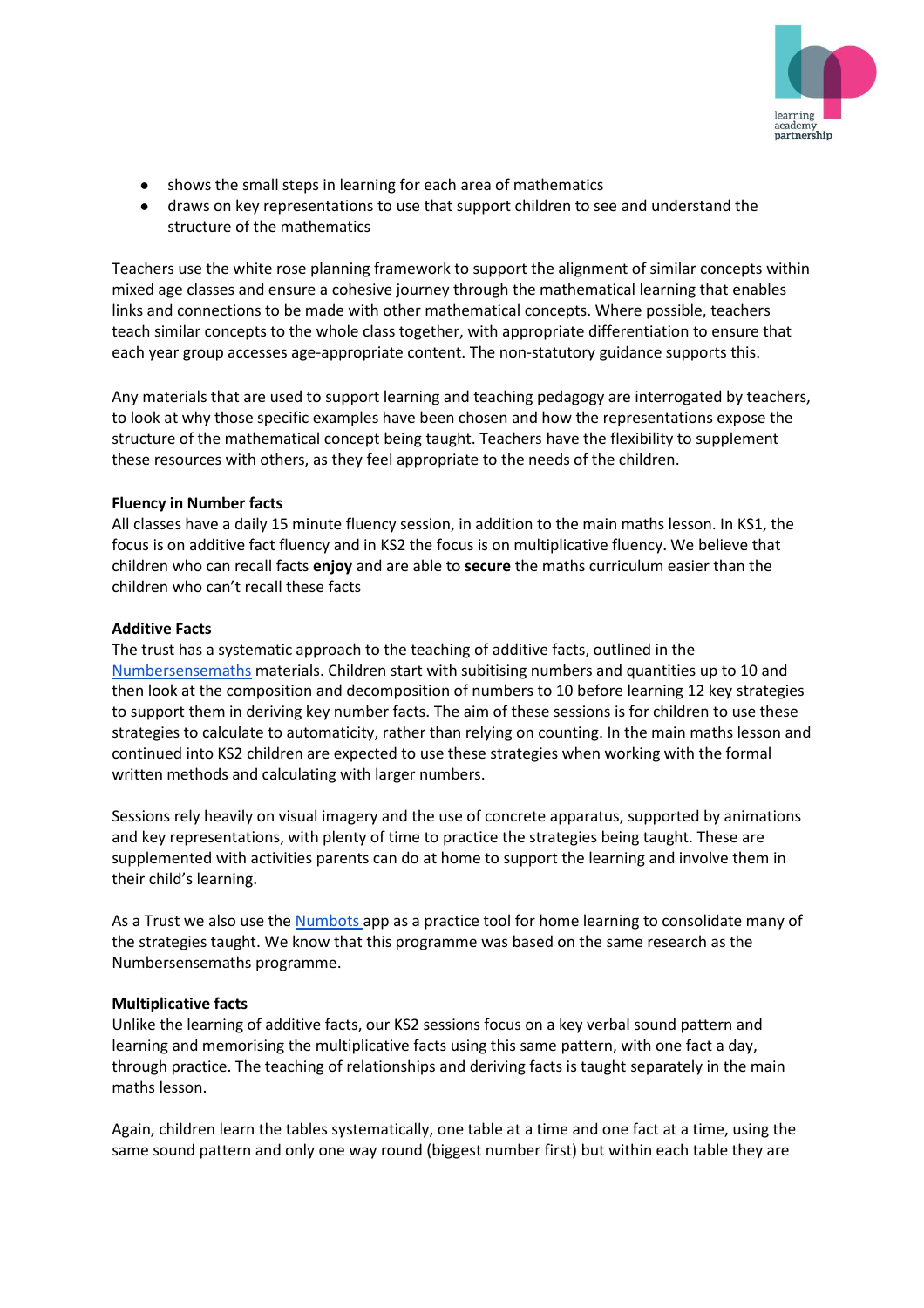- shows the small steps in learning for each area of mathematics
- draws on key representations to use that support children to see and understand the structure of the mathematics

Teachers use the white rose planning framework to support the alignment of similar concepts within mixed age classes and ensure a cohesive journey through the mathematical learning that enables links and connections to be made with other mathematical concepts. Where possible, teachers teach similar concepts to the whole class together, with appropriate differentiation to ensure that each year group accesses age-appropriate content. The non-statutory guidance supports this.

Any materials that are used to support learning and teaching pedagogy are interrogated by teachers, to look at why those specific examples have been chosen and how the representations expose the structure of the mathematical concept being taught. Teachers have the flexibility to supplement these resources with others, as they feel appropriate to the needs of the children.

**Fluency in Number facts**
All classes have a daily 15 minute fluency session, in addition to the main maths lesson. In KS1, the focus is on additive fact fluency and in KS2 the focus is on multiplicative fluency. We believe that children who can recall facts **enjoy** and are able to **secure** the maths curriculum easier than the children who can't recall these facts

**Additive Facts**
The trust has a systematic approach to the teaching of additive facts, outlined in the Numbersensemaths materials. Children start with subitising numbers and quantities up to 10 and then look at the composition and decomposition of numbers to 10 before learning 12 key strategies to support them in deriving key number facts. The aim of these sessions is for children to use these strategies to calculate to automaticity, rather than relying on counting. In the main maths lesson and continued into KS2 children are expected to use these strategies when working with the formal written methods and calculating with larger numbers.

Sessions rely heavily on visual imagery and the use of concrete apparatus, supported by animations and key representations, with plenty of time to practice the strategies being taught. These are supplemented with activities parents can do at home to support the learning and involve them in their child's learning.

As a Trust we also use the Numbots app as a practice tool for home learning to consolidate many of the strategies taught. We know that this programme was based on the same research as the Numbersensemaths programme.

**Multiplicative facts**
Unlike the learning of additive facts, our KS2 sessions focus on a key verbal sound pattern and learning and memorising the multiplicative facts using this same pattern, with one fact a day, through practice. The teaching of relationships and deriving facts is taught separately in the main maths lesson.

Again, children learn the tables systematically, one table at a time and one fact at a time, using the same sound pattern and only one way round (biggest number first) but within each table they are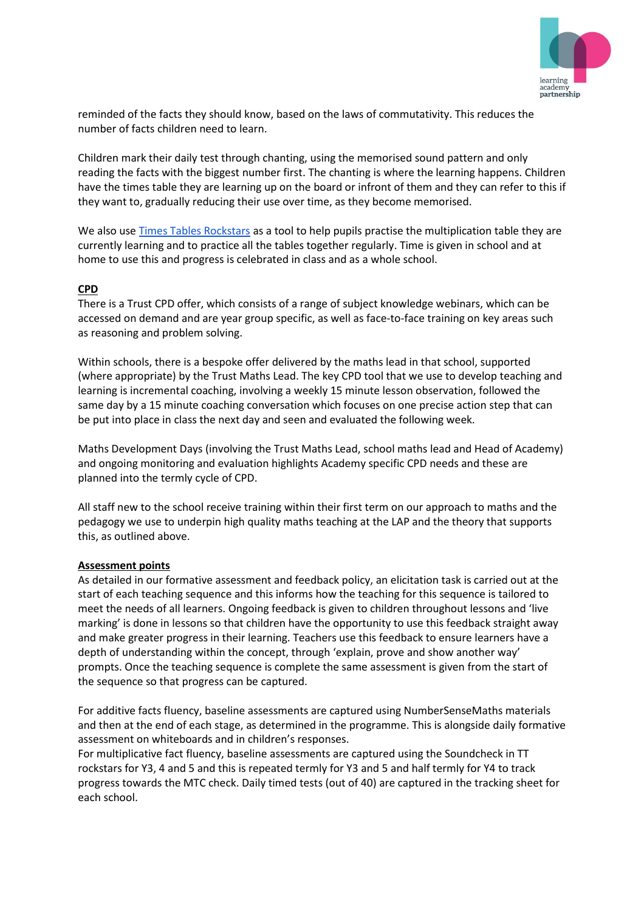reminded of the facts they should know, based on the laws of commutativity. This reduces the number of facts children need to learn.

Children mark their daily test through chanting, using the memorised sound pattern and only reading the facts with the biggest number first. The chanting is where the learning happens. Children have the times table they are learning up on the board or infront of them and they can refer to this if they want to, gradually reducing their use over time, as they become memorised.

We also use [Times Tables Rockstars]() as a tool to help pupils practise the multiplication table they are currently learning and to practice all the tables together regularly. Time is given in school and at home to use this and progress is celebrated in class and as a whole school.

**CPD**

There is a Trust CPD offer, which consists of a range of subject knowledge webinars, which can be accessed on demand and are year group specific, as well as face-to-face training on key areas such as reasoning and problem solving.

Within schools, there is a bespoke offer delivered by the maths lead in that school, supported (where appropriate) by the Trust Maths Lead. The key CPD tool that we use to develop teaching and learning is incremental coaching, involving a weekly 15 minute lesson observation, followed the same day by a 15 minute coaching conversation which focuses on one precise action step that can be put into place in class the next day and seen and evaluated the following week.

Maths Development Days (involving the Trust Maths Lead, school maths lead and Head of Academy) and ongoing monitoring and evaluation highlights Academy specific CPD needs and these are planned into the termly cycle of CPD.

All staff new to the school receive training within their first term on our approach to maths and the pedagogy we use to underpin high quality maths teaching at the LAP and the theory that supports this, as outlined above.

**Assessment points**

As detailed in our formative assessment and feedback policy, an elicitation task is carried out at the start of each teaching sequence and this informs how the teaching for this sequence is tailored to meet the needs of all learners. Ongoing feedback is given to children throughout lessons and 'live marking' is done in lessons so that children have the opportunity to use this feedback straight away and make greater progress in their learning. Teachers use this feedback to ensure learners have a depth of understanding within the concept, through 'explain, prove and show another way' prompts. Once the teaching sequence is complete the same assessment is given from the start of the sequence so that progress can be captured.

For additive facts fluency, baseline assessments are captured using NumberSenseMaths materials and then at the end of each stage, as determined in the programme. This is alongside daily formative assessment on whiteboards and in children's responses.
For multiplicative fact fluency, baseline assessments are captured using the Soundcheck in TT rockstars for Y3, 4 and 5 and this is repeated termly for Y3 and 5 and half termly for Y4 to track progress towards the MTC check. Daily timed tests (out of 40) are captured in the tracking sheet for each school.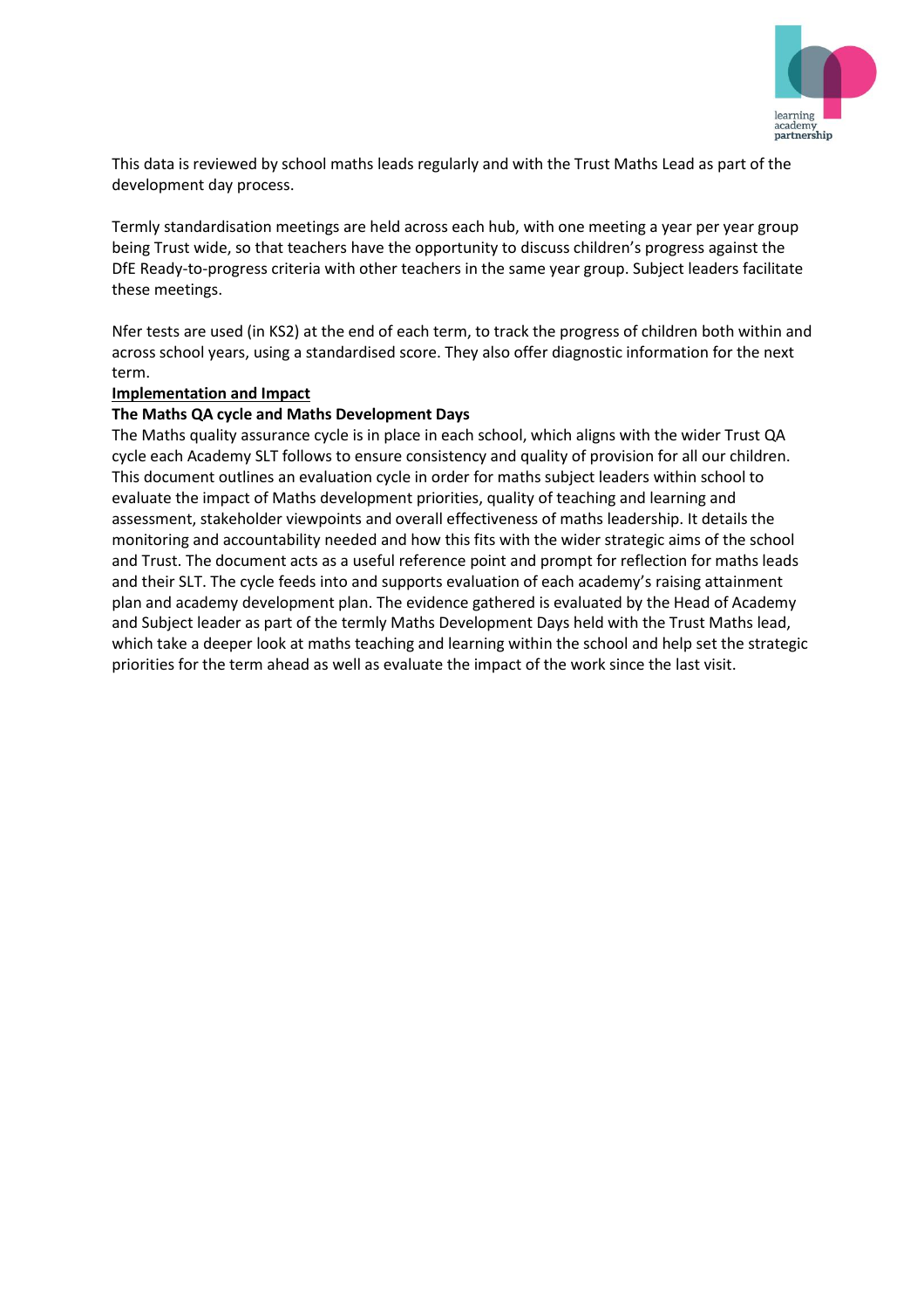This data is reviewed by school maths leads regularly and with the Trust Maths Lead as part of the development day process.

Termly standardisation meetings are held across each hub, with one meeting a year per year group being Trust wide, so that teachers have the opportunity to discuss children's progress against the DfE Ready-to-progress criteria with other teachers in the same year group. Subject leaders facilitate these meetings.

Nfer tests are used (in KS2) at the end of each term, to track the progress of children both within and across school years, using a standardised score. They also offer diagnostic information for the next term.

**<u>Implementation and Impact</u>**

**The Maths QA cycle and Maths Development Days**

The Maths quality assurance cycle is in place in each school, which aligns with the wider Trust QA cycle each Academy SLT follows to ensure consistency and quality of provision for all our children. This document outlines an evaluation cycle in order for maths subject leaders within school to evaluate the impact of Maths development priorities, quality of teaching and learning and assessment, stakeholder viewpoints and overall effectiveness of maths leadership. It details the monitoring and accountability needed and how this fits with the wider strategic aims of the school and Trust. The document acts as a useful reference point and prompt for reflection for maths leads and their SLT. The cycle feeds into and supports evaluation of each academy's raising attainment plan and academy development plan. The evidence gathered is evaluated by the Head of Academy and Subject leader as part of the termly Maths Development Days held with the Trust Maths lead, which take a deeper look at maths teaching and learning within the school and help set the strategic priorities for the term ahead as well as evaluate the impact of the work since the last visit.